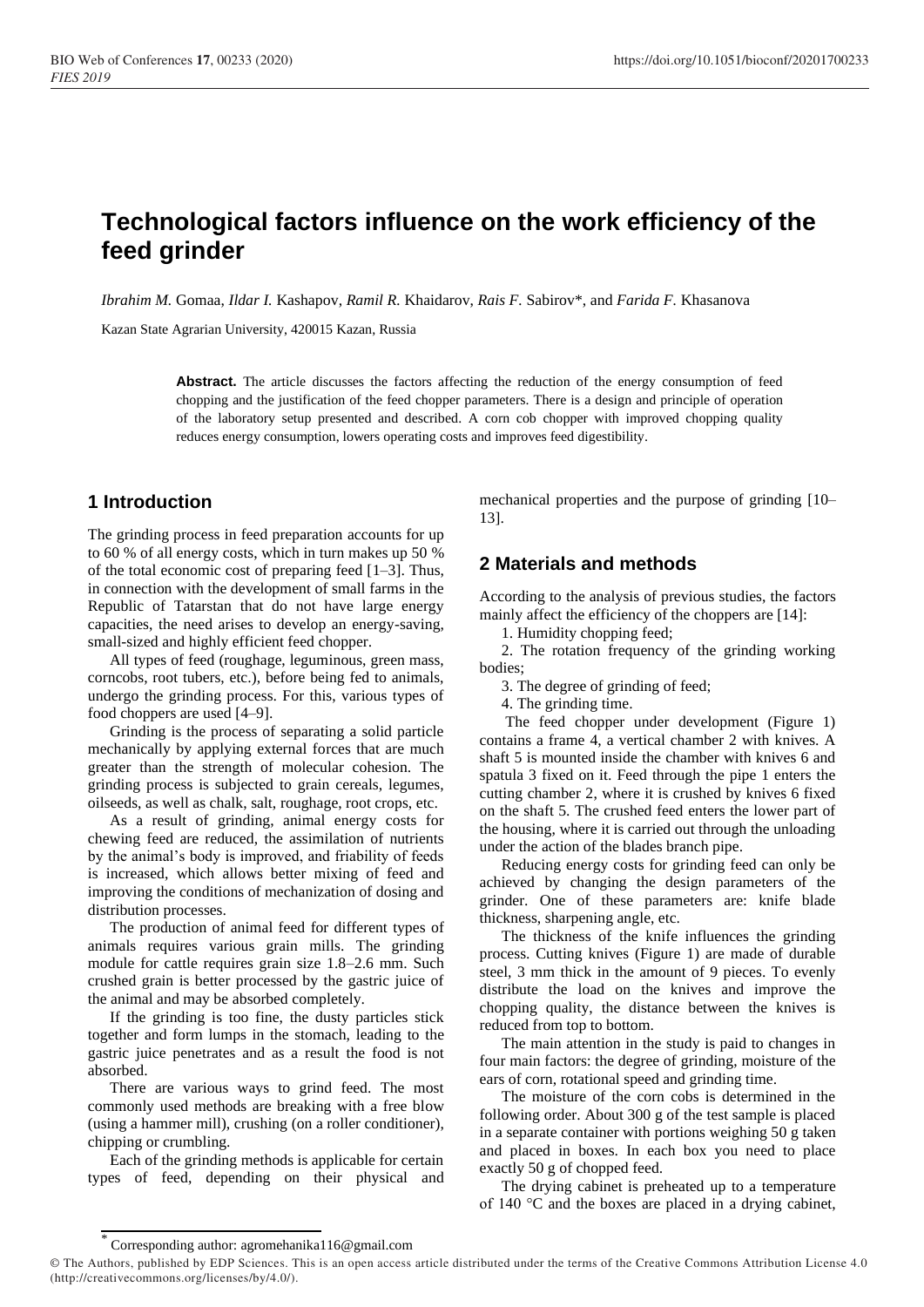# Technological factors influence on the work efficiency of the feed grinder

*Ibrahim M.* Gomaa, *Ildar I.* Kashapov, *Ramil R.* Khaidarov, *Rais F.* Sabirov*, and *Farida F.* Khasanova

Kazan State Agrarian University, 420015 Kazan, Russia

**Abstract.** The article discusses the factors affecting the reduction of the energy consumption of feed chopping and the justification of the feed chopper parameters. There is a design and principle of operation of the laboratory setup presented and described. A corn cob chopper with improved chopping quality reduces energy consumption, lowers operating costs and improves feed digestibility.

## 1 Introduction

The grinding process in feed preparation accounts for up to 60 % of all energy costs, which in turn makes up 50 % of the total economic cost of preparing feed [1–3]. Thus, in connection with the development of small farms in the Republic of Tatarstan that do not have large energy capacities, the need arises to develop an energy-saving, small-sized and highly efficient feed chopper.

All types of feed (roughage, leguminous, green mass, corncobs, root tubers, etc.), before being fed to animals, undergo the grinding process. For this, various types of food choppers are used [4–9].

Grinding is the process of separating a solid particle mechanically by applying external forces that are much greater than the strength of molecular cohesion. The grinding process is subjected to grain cereals, legumes, oilseeds, as well as chalk, salt, roughage, root crops, etc.

As a result of grinding, animal energy costs for chewing feed are reduced, the assimilation of nutrients by the animal's body is improved, and friability of feeds is increased, which allows better mixing of feed and improving the conditions of mechanization of dosing and distribution processes.

The production of animal feed for different types of animals requires various grain mills. The grinding module for cattle requires grain size 1.8–2.6 mm. Such crushed grain is better processed by the gastric juice of the animal and may be absorbed completely.

If the grinding is too fine, the dusty particles stick together and form lumps in the stomach, leading to the gastric juice penetrates and as a result the food is not absorbed.

There are various ways to grind feed. The most commonly used methods are breaking with a free blow (using a hammer mill), crushing (on a roller conditioner), chipping or crumbling.

Each of the grinding methods is applicable for certain types of feed, depending on their physical and mechanical properties and the purpose of grinding [10–13].

## 2 Materials and methods

According to the analysis of previous studies, the factors mainly affect the efficiency of the choppers are [14]:

1. Humidity chopping feed;
2. The rotation frequency of the grinding working bodies;
3. The degree of grinding of feed;
4. The grinding time.

The feed chopper under development (Figure 1) contains a frame 4, a vertical chamber 2 with knives. A shaft 5 is mounted inside the chamber with knives 6 and spatula 3 fixed on it. Feed through the pipe 1 enters the cutting chamber 2, where it is crushed by knives 6 fixed on the shaft 5. The crushed feed enters the lower part of the housing, where it is carried out through the unloading under the action of the blades branch pipe.

Reducing energy costs for grinding feed can only be achieved by changing the design parameters of the grinder. One of these parameters are: knife blade thickness, sharpening angle, etc.

The thickness of the knife influences the grinding process. Cutting knives (Figure 1) are made of durable steel, 3 mm thick in the amount of 9 pieces. To evenly distribute the load on the knives and improve the chopping quality, the distance between the knives is reduced from top to bottom.

The main attention in the study is paid to changes in four main factors: the degree of grinding, moisture of the ears of corn, rotational speed and grinding time.

The moisture of the corn cobs is determined in the following order. About 300 g of the test sample is placed in a separate container with portions weighing 50 g taken and placed in boxes. In each box you need to place exactly 50 g of chopped feed.

The drying cabinet is preheated up to a temperature of 140 °C and the boxes are placed in a drying cabinet,

* Corresponding author: agromehanika116@gmail.com

© The Authors, published by EDP Sciences. This is an open access article distributed under the terms of the Creative Commons Attribution License 4.0 (http://creativecommons.org/licenses/by/4.0/).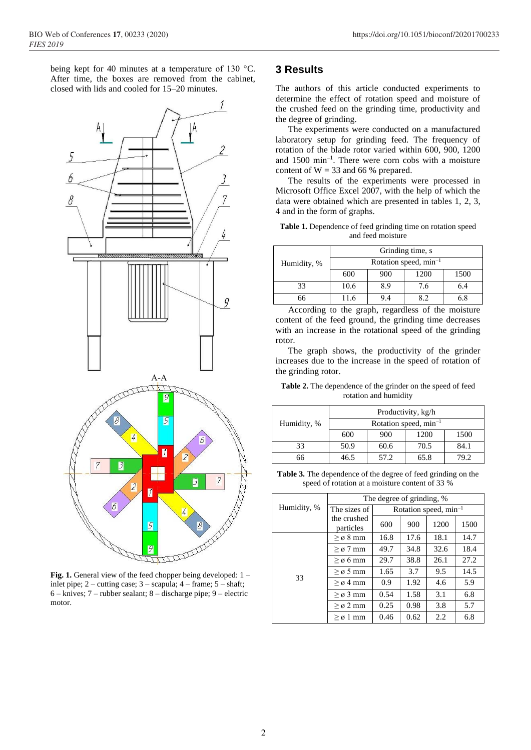being kept for 40 minutes at a temperature of 130 °C. After time, the boxes are removed from the cabinet, closed with lids and cooled for 15–20 minutes.

**Fig. 1.** General view of the feed chopper being developed: 1 – inlet pipe; 2 – cutting case; 3 – scapula; 4 – frame; 5 – shaft; 6 – knives; 7 – rubber sealant; 8 – discharge pipe; 9 – electric motor.

## 3 Results

The authors of this article conducted experiments to determine the effect of rotation speed and moisture of the crushed feed on the grinding time, productivity and the degree of grinding.

The experiments were conducted on a manufactured laboratory setup for grinding feed. The frequency of rotation of the blade rotor varied within 600, 900, 1200 and 1500 min$^{-1}$. There were corn cobs with a moisture content of W = 33 and 66 % prepared.

The results of the experiments were processed in Microsoft Office Excel 2007, with the help of which the data were obtained which are presented in tables 1, 2, 3, 4 and in the form of graphs.

**Table 1.** Dependence of feed grinding time on rotation speed and feed moisture

| Humidity, % | Grinding time, s | | | |
|---|---|---|---|---|
| | Rotation speed, min$^{-1}$ | | | |
| | 600 | 900 | 1200 | 1500 |
| 33 | 10.6 | 8.9 | 7.6 | 6.4 |
| 66 | 11.6 | 9.4 | 8.2 | 6.8 |

According to the graph, regardless of the moisture content of the feed ground, the grinding time decreases with an increase in the rotational speed of the grinding rotor.

The graph shows, the productivity of the grinder increases due to the increase in the speed of rotation of the grinding rotor.

**Table 2.** The dependence of the grinder on the speed of feed rotation and humidity

| Humidity, % | Productivity, kg/h | | | |
|---|---|---|---|---|
| | Rotation speed, min$^{-1}$ | | | |
| | 600 | 900 | 1200 | 1500 |
| 33 | 50.9 | 60.6 | 70.5 | 84.1 |
| 66 | 46.5 | 57.2 | 65.8 | 79.2 |

**Table 3.** The dependence of the degree of feed grinding on the speed of rotation at a moisture content of 33 %

| Humidity, % | The degree of grinding, % | | | | |
|---|---|---|---|---|---|
| | The sizes of the crushed particles | Rotation speed, min$^{-1}$ | | | |
| | | 600 | 900 | 1200 | 1500 |
| 33 | ≥ ø 8 mm | 16.8 | 17.6 | 18.1 | 14.7 |
| | ≥ ø 7 mm | 49.7 | 34.8 | 32.6 | 18.4 |
| | ≥ ø 6 mm | 29.7 | 38.8 | 26.1 | 27.2 |
| | ≥ ø 5 mm | 1.65 | 3.7 | 9.5 | 14.5 |
| | ≥ ø 4 mm | 0.9 | 1.92 | 4.6 | 5.9 |
| | ≥ ø 3 mm | 0.54 | 1.58 | 3.1 | 6.8 |
| | ≥ ø 2 mm | 0.25 | 0.98 | 3.8 | 5.7 |
| | ≥ ø 1 mm | 0.46 | 0.62 | 2.2 | 6.8 |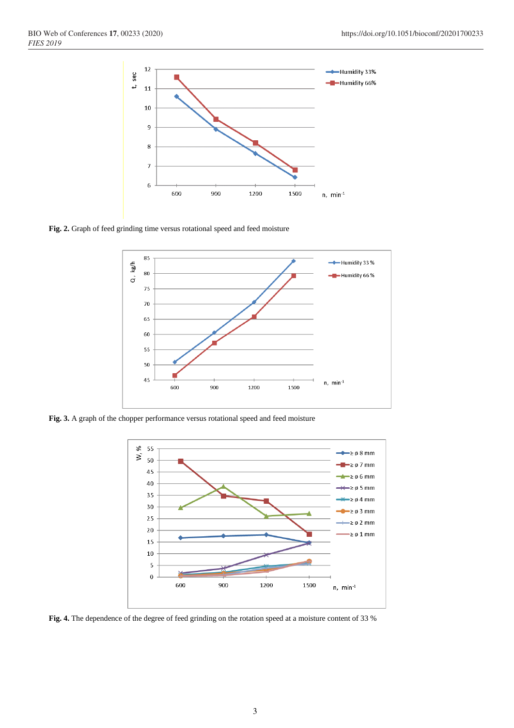**Fig. 2.** Graph of feed grinding time versus rotational speed and feed moisture

**Fig. 3.** A graph of the chopper performance versus rotational speed and feed moisture

**Fig. 4.** The dependence of the degree of feed grinding on the rotation speed at a moisture content of 33 %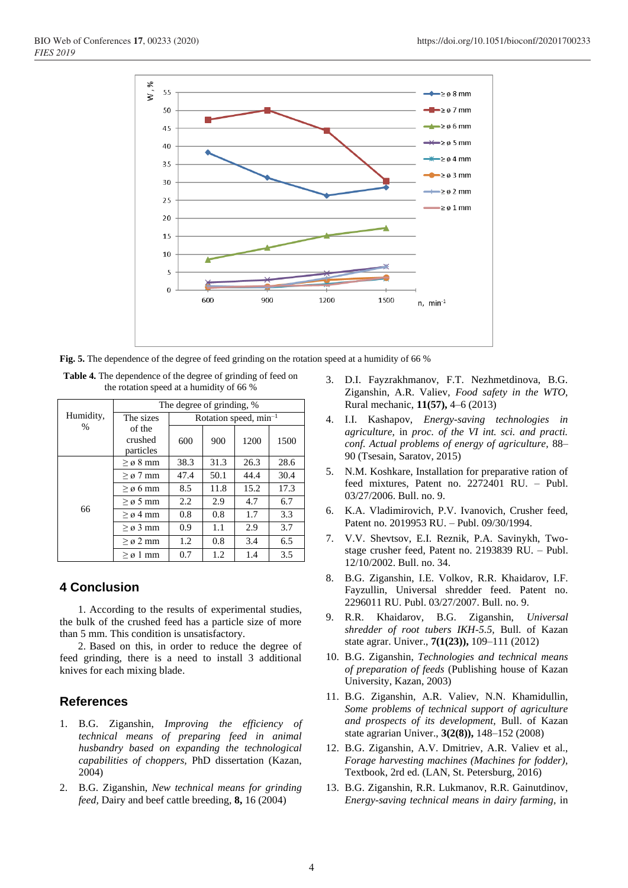**Fig. 5.** The dependence of the degree of feed grinding on the rotation speed at a humidity of 66 %

**Table 4.** The dependence of the degree of grinding of feed on the rotation speed at a humidity of 66 %

| Humidity, % | The degree of grinding, % | | | | |
|---|---|---|---|---|---|
| | The sizes of the crushed particles | Rotation speed, $min^{-1}$ | | | |
| | | 600 | 900 | 1200 | 1500 |
| 66 | ≥ ø 8 mm | 38.3 | 31.3 | 26.3 | 28.6 |
| | ≥ ø 7 mm | 47.4 | 50.1 | 44.4 | 30.4 |
| | ≥ ø 6 mm | 8.5 | 11.8 | 15.2 | 17.3 |
| | ≥ ø 5 mm | 2.2 | 2.9 | 4.7 | 6.7 |
| | ≥ ø 4 mm | 0.8 | 0.8 | 1.7 | 3.3 |
| | ≥ ø 3 mm | 0.9 | 1.1 | 2.9 | 3.7 |
| | ≥ ø 2 mm | 1.2 | 0.8 | 3.4 | 6.5 |
| | ≥ ø 1 mm | 0.7 | 1.2 | 1.4 | 3.5 |

## 4 Conclusion

1. According to the results of experimental studies, the bulk of the crushed feed has a particle size of more than 5 mm. This condition is unsatisfactory.

2. Based on this, in order to reduce the degree of feed grinding, there is a need to install 3 additional knives for each mixing blade.

## References

1. B.G. Ziganshin, *Improving the efficiency of technical means of preparing feed in animal husbandry based on expanding the technological capabilities of choppers*, PhD dissertation (Kazan, 2004)
2. B.G. Ziganshin, *New technical means for grinding feed*, Dairy and beef cattle breeding, **8,** 16 (2004)
3. D.I. Fayzrakhmanov, F.T. Nezhmetdinova, B.G. Ziganshin, A.R. Valiev, *Food safety in the WTO*, Rural mechanic, **11(57),** 4–6 (2013)
4. I.I. Kashapov, *Energy-saving technologies in agriculture,* in *proc. of the VI int. sci. and practi. conf. Actual problems of energy of agriculture*, 88–90 (Tsesain, Saratov, 2015)
5. N.M. Koshkare, Installation for preparative ration of feed mixtures, Patent no. 2272401 RU. – Publ. 03/27/2006. Bull. no. 9.
6. K.A. Vladimirovich, P.V. Ivanovich, Crusher feed, Patent no. 2019953 RU. – Publ. 09/30/1994.
7. V.V. Shevtsov, E.I. Reznik, P.A. Savinykh, Two-stage crusher feed, Patent no. 2193839 RU. – Publ. 12/10/2002. Bull. no. 34.
8. B.G. Ziganshin, I.E. Volkov, R.R. Khaidarov, I.F. Fayzullin, Universal shredder feed. Patent no. 2296011 RU. Publ. 03/27/2007. Bull. no. 9.
9. R.R. Khaidarov, B.G. Ziganshin, *Universal shredder of root tubers IKH-5.5*, Bull. of Kazan state agrar. Univer., **7(1(23)),** 109–111 (2012)
10. B.G. Ziganshin, *Technologies and technical means of preparation of feeds* (Publishing house of Kazan University, Kazan, 2003)
11. B.G. Ziganshin, A.R. Valiev, N.N. Khamidullin, *Some problems of technical support of agriculture and prospects of its development*, Bull. of Kazan state agrarian Univer., **3(2(8)),** 148–152 (2008)
12. B.G. Ziganshin, A.V. Dmitriev, A.R. Valiev et al., *Forage harvesting machines (Machines for fodder)*, Textbook, 2nd ed. (LAN, St. Petersburg, 2016)
13. B.G. Ziganshin, R.R. Lukmanov, R.R. Gainutdinov, *Energy-saving technical means in dairy farming*, in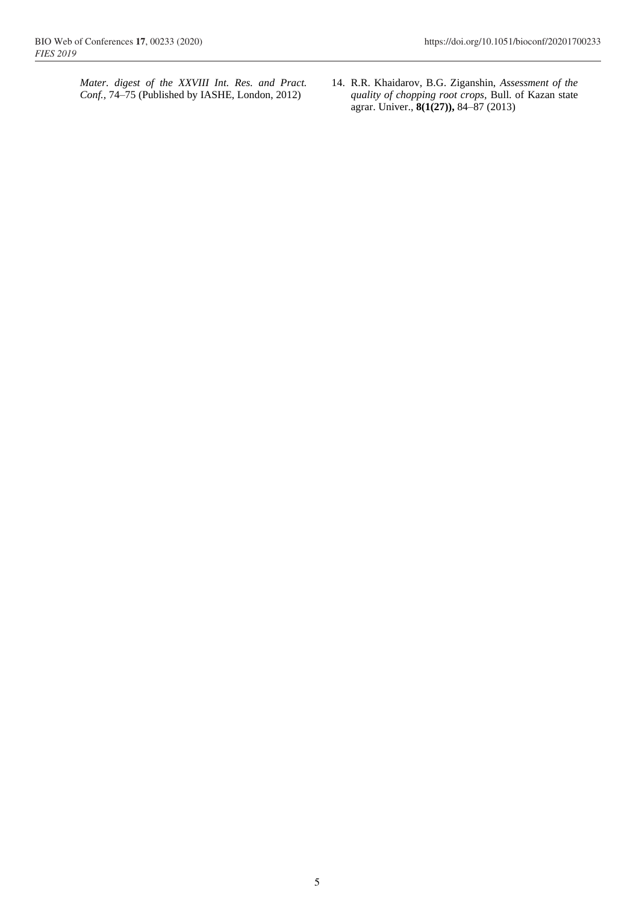*Mater. digest of the XXVIII Int. Res. and Pract. Conf.,* 74–75 (Published by IASHE, London, 2012)

14. R.R. Khaidarov, B.G. Ziganshin, *Assessment of the quality of chopping root crops,* Bull. of Kazan state agrar. Univer., **8(1(27)),** 84–87 (2013)